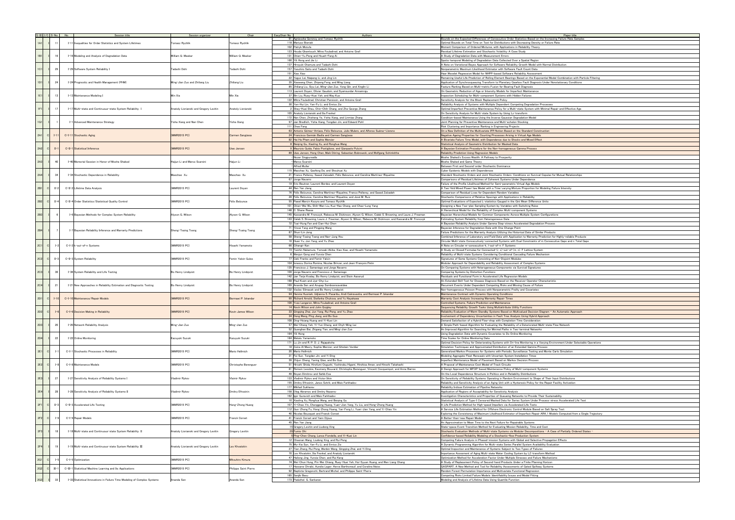| S-ID | I/C | S-No. | No. | Session title | Session organizer | Chair | EasyChair No. | Authors | Paper title |
|---|---|---|---|---|---|---|---|---|---|
| 1A1 | I | 11 | I-11 | Inequalities for Order Statistics and System Lifetimes | Tomasz Rychlik | Tomasz Rychlik | 91 | Agnieszka Goroncy and Tomasz Rychlik | Bounds on the Expected Differences of Consecutive Order Statistics Based on the Increasing Failure Rate Samples |
| | | | | | | | 118 | Mariusz Bieniek | Optimal Bounds on Total Time on Test for Distributions with Decreasing Density or Failure Rate |
| | | | | | | | 102 | Patryk Miziuła | Moment Comparison of Ordered Mixtures, with Applications in Reliability Theory |
| 1B1 | I | 16 | I-16 | Modeling and Analysis of Degradation Data | William Q. Meeker | William Q. Meeker | 123 | Houda Ghamlouch, Mitra Fouladirad, and Antoine Grall | Residual Lifetime Estimation and Stochastic Volatility: A Case Study |
| | | | | | | | 131 | Chien-Yu Peng and Hsueh-Fang Ai | A Study of Degradation Data with Measurement Errors |
| | | | | | | | 166 | Yili Hong and Jie Li | Spatio-temporal Modeling of Degradation Data Collected Over a Spatial Region |
| 1C1 | I | 29 | I-29 | Software System Reliability I | Tadashi Dohi | Tadashi Dohi | 137 | Hiroyuki Okamura and Tadashi Dohi | A Note on Variational Bayes Approach for Software Reliability Growth Model with Normal Distribution |
| | | | | | | | 157 | Yasuhiro Saito and Tadashi Dohi | Nonparametric Maximum Likelihood Estimator with Software Fault Count Data |
| | | | | | | | 151 | Xiao Xiao | Haar Wavelet Regression Model for NHPP-based Software Reliability Assessment |
| 1D1 | I | 24 | I-24 | Prognostic and Health Management (PHM) | Ming-Jian Zuo and Zhiliang Liu | Zhiliang Liu | 22 | Yaguo Lei, Naipeng Li, and Jing Lin | Remaining Useful Life Prediction of Rolling Element Bearings Based on the Exponential Model Combination with Particle Filtering |
| | | | | | | | 35 | Xiaowang Chen, Zhipeng Feng, and Ming Liang | Application of Synchrosqueezing Transform to Planetary Gearbox Fault Diagnosis Under Nonstationary Conditions |
| | | | | | | | 85 | Zhiliang Liu, Siyu Lai, Ming-Jian Zuo, Yong Qin, and Xinglin Li | Feature Ranking Based on Multi-metric Fusion for Bearing Fault Diagnosis |
| 1E1 | I | 13 | I-13 | Maintenance Modeling I | Min Xie | Min Xie | 113 | Laurent Doyen, Olivier Gaudoin, and Syamsundar Annamraju | On Geometric Reduction of Age or Intensity Models for Imperfect Maintenance |
| | | | | | | | 37 | Bin Liu, Ruey-Huei Yeh, and Way Kuo | Inspection Scheduling for Multi-component Systems with Hidden Failures |
| | | | | | | | 122 | Mitra Fouladirad, Christian Paroissin, and Antoine Grall | Sensitivity Analysis for the Block Replacement Policy |
| 1F1 | I | 17 | I-17 | Multi-state and Continuous-state System Reliability I | Anatoly Lisnianski and Gregory Levitin | Anatoly Lisnianski | 30 | Yan-Hui Lin, Yan-Fu Li, and Enrico Zio | Reliability Analysis of Systems with Multiple Dependent Competing Degradation Processes |
| | | | | | | | 2 | Shey-Huei Sheu, Chin-Chih Chang, and Zhe George Zhang | Optimal Imperfect Preventive Maintenance Policy for a Multi-state System with Minimal Repair and Effective Age |
| | | | | | | | 105 | Anatoly Lisnianski and Ilia Frenkel | On Sensitivity Analysis for Multi-state System by Using Lz-transform |
| 1G1 | I | 1 | I-1 | Advanced Maintenance Strategy | Yisha Xiang and Nan Chen | Yisha Xiang | 172 | Nan Chen, Zhisheng Ye, Yisha Xiang, and Linmiao Zhang | Condition-based Maintenance Using the Inverse Gaussian Degradation Model |
| | | | | | | | 97 | Jan Bredlich, Yisha Xiang, Tongdan Jin, and Edward Pohl | Joint Planning for Preventive Maintenance and Multi-echelon Stocking |
| | | | | | | | 111 | Zhao Fang | Risk Clustering and Importance Ranking in Engineering Projects |
| 2A1 | C | I-11 | C-I-11 | Stochastic Aging | (MMR2015 PC) | Carmen Sangüesa | 63 | Antonio Gómez-Arriaza, Félix Belzunce, Julio Mulero, and Alfonso Suárez-Llorens | On a New Definition of the Multivariate IFR Notion Based on the Standard Construction |
| | | | | | | | 24 | Francisco Germán Badía and Carmen Sangüesa | Negative Ageing Properties for Counting Processes Arising in Virtual Age Models |
| | | | | | | | 82 | Hai Ha Pham and Sophie Mercier | A Bivariate Failure Time Model, with Dependence due to Shocks and Mixed Effect |
| 2A2 | C | II-1 | C-II-1 | Statistical Inference | (MMR2015 PC) | Uwe Jensen | 8 | Beiqing Gu, Xiaoling Xu, and Ronghua Wang | Statistical Analysis of Geometric Distribution for Masked Data |
| | | | | | | | 9 | Maurizio Guida, Fabio Postiglione, and Gianpaolo Pulcini | A Bayesian Estimation Procedure for the Non-homogeneous Gamma Process |
| | | | | | | | 89 | Uwe Jensen, Hong Chen, Maik Döring, Sebastian Bobrowski, and Wolfgang Schinköthe | Reliability Prediction Using Regression Models |
| 2A3 | I | 40 | I-40 | Memorial Session in Honor of Moshe Shaked | Haijun Li and Marco Scarsini | Haijun Li | - | Nozer Singpurwalla | Moshe Shaked's Excess Wealth: A Pathway to Prosperity |
| | | | | | | | - | Marco Scarsini | Moshe Shaked and Game Theory |
| | | | | | | | - | Alfred Müller | Between First and Second-order Stochastic Dominance |
| 2A4 | I | 34 | I-34 | Stochastic Dependence in Reliability | Maochao Xu | Maochao Xu | 115 | Maochao Xu, Gaofeng Da, and Shouhuai Xu | Cyber Epidemic Models with Dependences |
| | | | | | | | 21 | Franco Pellerey, Saeed Zalzadeh, Félix Belzunce, and Carolina Martínez-Riquelme | Standard Stochastic Orders and Joint Stochastic Orders: Conditions on Survival Copulas for Mutual Relationships |
| | | | | | | | 67 | Jorge Navarro | Comparisons of Residual Lifetimes of Coherent Systems Under Dependence |
| 2B1 | C | II-2 | C-II-2 | Lifetime Data Analysis | (MMR2015 PC) | Laurent Doyen | 19 | Eric Beutner, Laurent Bordes, and Laurent Doyen | Failure of the Profile Likelihood Method for Semi-parametric Virtual Age Models |
| | | | | | | | 44 | Ren Yan Jiang | A Two-fold Mixed Power-law Model with a Time-varying Mixture Proportion for Modeling Failure Intensity |
| | | | | | | | 76 | Félix Belzunce, Carolina Martínez-Riquelme, Franco Pellerey, and Saeed Zalzadeh | Comparison of Residual Lives for Dependent Random Variables |
| 2B2 | C | II-4 | C-II-4 | Order Statistics/Statistical Quality Control | (MMR2015 PC) | Félix Belzunce | 26 | Félix Belzunce, Carolina Martínez-Riquelme, and José M. Ruiz | Stochastic Comparisons of Relative Spacings with Applications in Reliability |
| | | | | | | | 55 | Paweł Marcin Kozyra and Tomasz Rychlik | Optimal Evaluations of Expected L-statistics Gauged in the Gini Mean Difference Units |
| | | | | | | | 101 | Chien-Wei Wu, Shih-Wen Liu, Kuo-Hao Chang, and Chao-Lung Yang | Designing a New Two-plan Sampling System by Variables with Switching Rules |
| 2B3 | I | 6 | I-6 | Bayesian Methods for Complex System Reliability | Alyson G. Wilson | Alyson G. Wilson | 148 | C. Shane Reese | A Hierarchical Model for the Reliability of Complex Multi-component Systems |
| | | | | | | | 146 | Kassandra M. Fronczyk, Rebecca M. Dickinson, Alyson G. Wilson, Caleb S. Browning, and Laura J. Freeman | Bayesian Hierarchical Models for Common Components Across Multiple System Configurations |
| | | | | | | | 143 | Caleb S. Browning, Laura J. Freeman, Alyson G. Wilson, Rebecca M. Dickinson, and Kassandra M. Fronczyk | Estimating System Reliability from Heterogeneous Data |
| 2B4 | I | 7 | I-7 | Bayesian Reliability Inference and Warranty Predictions | Sheng-Tsaing Tseng | Sheng-Tsaing Tseng | 72 | Tsai-Hung Fan and Cian-Hui Chen | A Bayesian Reliability Analysis Under Gamma Step-stress Accelerated Degradation Process |
| | | | | | | | 71 | Yincai Tang and Pingping Wang | Bayesian Inference for Degradation Data with One Change Point |
| | | | | | | | 87 | Shuo-Lin Jeng | Failure Predictions for the Warranty Analysis Utilizing the Historical Data of Similar Products |
| | | | | | | | 58 | Sheng-Tsaing Tseng and Nan-Jung Hsu | Combined Inference of Laboratory and Field Data with Application to Warranty Prediction for Highly-reliable Products |
| 2C1 | C | I-2 | C-I-2 | k-out-of-n Systems | (MMR2015 PC) | Hisashi Yamamoto | 16 | Huan Yu, Jun Yang, and Yu Zhao | Circular Multi-state Consecutively-connected Systems with Dual Constraints of n Consecutive Gaps and n Total Gaps |
| | | | | | | | 66 | Cihangir Kan | A Note on Circular m-consecutive-k, l-out-of-n: F Systems |
| | | | | | | | 73 | Taishin Nakamura, Tomoaki Akiba, Xiao Xiao, and Hisashi Yamamoto | A Study on Closed Formulas for Connected-(r, s)-out-of-(m, n): F Lattice System |
| 2C2 | C | I-3 | C-I-3 | System Reliability | (MMR2015 PC) | Femin Yalcin Gulec | 6 | Wenjun Gong and Yunxia Chen | Reliability of Multi-state Systems Considering Conditional Cascading Failure Mechanism |
| | | | | | | | 77 | Gaki Franko and Femin Yalcin | Signatures of Some Systems Consisting of Non-Disjoint Modules |
| | | | | | | | 104 | Ionescu Dorina Romina, Nicolae Brinzei, and Jean-François Pétin | Modular Approach for Dependability and Reliability Assessment of Complex Systems |
| 2C3 | I | 36 | I-36 | System Reliability and Life Testing | Bo Henry Lindqvist | Bo Henry Lindqvist | 135 | Francisco J. Samaniego and Jorge Navarro | On Comparing Systems with Heterogeneous Components via Survival Signatures |
| | | | | | | | 103 | Jorge Navarro and Francisco J. Samaniego | Comparing Systems by Distortion Functions |
| | | | | | | | 142 | Jan Terje Kvaløy, Bo Henry Lindqvist, and Stein Aaserud | Residuals and Functional Form in Accelerated Life Regression Models |
| 2C4 | I | 21 | I-21 | New Approaches in Reliability Estimation and Diagnostic Testing | Bo Henry Lindqvist | Bo Henry Lindqvist | 168 | Paul Kvam and Jye-Chyi Lu | An Extended Skill Test for Disease Diagnosis Based on the Receiver Operator Characteristic |
| | | | | | | | 169 | Ananda Sen and Anupap Somboonsavatdee | Recurrent Events Under Dependent Competing Risks and Missing Cause of Failure |
| | | | | | | | 132 | Vaclav Slimacek and Bo Henry Lindqvist | Non-homogeneous Poisson Process with Nonparametric Frailty and Covariates |
| 2D1 | C | I-10 | C-I-10 | Maintenance/Repair Models | (MMR2015 PC) | Bermawi P. Iskandar | 94 | Hennie Husniah, Udjianna S. Pasaribu, Andi Cakravastia, and Bermawi P. Iskandar | Maintenance Contract with Dynamic Operating Conditions |
| | | | | | | | 99 | Richard Arnold, Stefanka Chukova, and Yu Hayakawa | Warranty Cost Analysis: Increasing Warranty Repair Times |
| | | | | | | | 106 | Yves Langeron, Mitra Fouladirad, and Antoine Grall | Controlled Systems, Failure Prediction and Maintenance |
| 2D2 | C | I-6 | C-I-6 | Decision Making in Reliability | (MMR2015 PC) | Kevin James Wilson | 14 | Kevin Wilson and John Quigley | Sequencing Reliability Growth Tasks Using Multiattribute Utility Functions |
| | | | | | | | 33 | Qingqing Zhai, Jun Yang, Rui Peng, and Yu Zhao | Reliability Evaluation of Warm Standby Systems Based on Multivalued Decision Diagram - An Automatic Approach |
| | | | | | | | 34 | Dong Wang, Ping Jiang, and Bo Guo | Involvement of Dependency Uncertainties in Fault Tree Analysis Using Hybrid Approach |
| 2D3 | I | 20 | I-20 | Network Reliability Analysis | Ming-Jian Zuo | Ming-Jian Zuo | 108 | Ding-Hsiang Huang and Yi-Kuei Lin | Demand Satisfaction of a Hybrid Flow-shop with Completion Time Consideration |
| | | | | | | | 57 | Wei-Chang Yeh, Yi-Yun Chang, and Chyh-Ming Lai | A Simple Path-based Algorithm for Evaluating the Reliability of a Deteriorated Multi-state Flow Network |
| | | | | | | | 52 | Guanghan Bai, Zhigang Tian, and Ming-Jian Zuo | An Improved Algorithm for Searching for Minimal Paths in Two-terminal Networks |
| 2D4 | I | 22 | I-22 | Online Monitoring | Kazuyuki Suzuki | Kazuyuki Suzuki | 164 | Yili Hong | Using Degradation Data with Dynamic Covariates to Do Online Monitoring |
| | | | | | | | 184 | Watalu Yamamoto | Time Scales for Online Monitoring Data |
| | | | | | | | 171 | Lu Jin and R. P. D. J. Rajapaksha | Optimal Decision Policy for Deteriorating Systems with On-line Monitoring in a Varying Environment Under Selectable Operations |
| 2E1 | C | I-1 | C-I-1 | Stochastic Processes in Reliability | (MMR2015 PC) | Mario Hellmich | 18 | Zeina Al Masry, Sophie Mercier, and Ghislain Verdier | Simulation Techniques and Approximated Distribution of an Extended Gamma Process |
| | | | | | | | 20 | Mario Hellmich | Generalized Markov Processes for Systems with Periodic Surveillance Testing and Monte Carlo Simulation |
| | | | | | | | 31 | Fei Sun, Tongdan Jin, and Yi Ding | Modeling Aggregate Fleet Renewals with Uncertain System Installation Times |
| 2E2 | C | I-8 | C-I-8 | Maintenance Models | (MMR2015 PC) | Christophe Berenguer | 39 | Zhijun Cheng, Yaning Qiao, and Bo Guo | Imperfect Maintenance Model of Pavement Based on Markov Decision Process |
| | | | | | | | 51 | Hiroshi Shida, Hirofumi Ooguchi, Yoshinobu Higami, Hirohisa Aman, and Hiroshi Takahashi | A Proposal of Maintenance Cost Model of Track Circuits |
| | | | | | | | 81 | Romain Lesobre, Keomany Bouvard, Christophe Berenguer, Vincent Cocquempot, and Anne Barros | A Design Approach for MFOP-based Maintenance Policy of Multi-component Systems |
| 2E3 | I | 27 | I-27 | Sensitivity Analysis of Reliability Systems I | Vladimir Rykov | Vladimir Rykov | 49 | Boyan Dimitrov and Sahib Esa | On the Local Dependence Structure in Politics and in Reliability Distributions |
| | | | | | | | 133 | Vladimir Rykov and Victor Itkin | On Sensitivity of Reliability Systems Operating in Random Environment to Shape of Their Input Distributions |
| | | | | | | | 155 | Dmitry Efrosinin, Janos Sztrik, and Mais Farkhadov | Reliability and Sensitivity Analysis of an Aging Unit with a Hysteresis Policy for the Repair Facility Activation |
| 2E4 | I | 28 | I-28 | Sensitivity Analysis of Reliability Systems II | Vladimir Rykov | Dmitry Efrosinin | 177 | Mikhail Sukharev | Reliability Indices Estimation of Pipeline Networks |
| | | | | | | | 158 | Oleg Abramov and Dmitry Nazarov | Application of Regions of Acceptability for Sensitivity Analysis |
| | | | | | | | 182 | Igor Gurevich and Mais Farkhadov | Investigation Characteristics and Properties of Queueing Networks to Provide Their Sustainability |
| 2F1 | C | II-3 | C-II-3 | Accelerated Life Testing | (MMR2015 PC) | Hong-Zhong Huang | 10 | Xiaoling Xu, Ronghua Wang, and Beiqing Gu | Statistical Analysis of Type-I Censored Masked Data for Series System Under Process-stress Accelerated Life Test |
| | | | | | | | 107 | Yi-Chao Yin, Chengpeng Huang, Yuan-Jian Yang, Yu Liu, and Hong-Zhong Huang | A Life Prediction Method for High-speed Impellers via Accelerated Life Tests |
| | | | | | | | 112 | Guo-Zhong Fu, Hong-Zhong Huang, Yan-Feng Li, Yuan-Jian Yang, and Yi-Chao Yin | A Service Life Estimation Method for Offshore Electronic Control Module Based on Salt Spray Test |
| 2F2 | C | I-9 | C-I-9 | Repair Models | (MMR2015 PC) | Franck Corset | 40 | Nicolas Bousquet and Franck Corset | Exploring the Consistency of Maximum Likelihood Estimator of Imperfect Repair ARA_1 Models Computed from a Single Trajectory |
| | | | | | | | 41 | Franck Corset and Yann Dijoux | A Better-than-new Repair Model |
| | | | | | | | 45 | Ren Yan Jiang | An Approximation to Mean Time to the Next Failure for Repairable Systems |
| 2F3 | I | 18 | I-18 | Multi-state and Continuous-state System Reliability II | Anatoly Lisnianski and Gregory Levitin | Gregory Levitin | 15 | Gregory Levitin and Liudong Xing | State-space Event Transition Method for Evaluating Mission Reliability, Time and Cost |
| | | | | | | | 29 | Fumio Ohi | Stochastic Evaluation Methods of Multi-state Systems via Modular Decompositions - A Case of Partially Ordered States - |
| | | | | | | | 5 | Ping-Chen Chang, Lance Fiondella, and Yi-Kuei Lin | Confidence-based Reliability Modeling of a Stochastic-flow Production System |
| 2F4 | I | 19 | I-19 | Multi-state and Continuous-state System Reliability III | Anatoly Lisnianski and Gregory Levitin | Lev Khvatskin | 12 | Chaonan Wang, Liudong Xing, and Rui Peng | Competing Failure Analysis in Phased-mission Systems with Global and Selective Propagation Effects |
| | | | | | | | 75 | Mu-Xia Sun, Yan-Fu Li, and Enrico Zio | A Dynamic Programming Algorithm for Multi-state Series Parallel System Availability Evaluation |
| | | | | | | | 27 | Tian Zhang, Rui Peng, Wenbin Wang, Qingqing Zhai, and Yi Ding | Optimal Inspection and Maintenance of Systems Subject to Two Types of Failures |
| | | | | | | | 70 | Lev Khvatskin, Ilia Frenkel, and Anatoly Lisnianski | Importance Assessment of Aging Multi-state Water Cooling System by LZ-transform Method |
| 2G1 | C | I-5 | C-I-5 | Optimization | (MMR2015 PC) | Mitsuhiro Kimura | 47 | Hailong Jing, Yunxia Chen, and Rui Kang | Optimization Method for Acceleration Factor Under Multiple Stresses and Failure Mechanisms |
| | | | | | | | 74 | Wei-Chun Hung, Pin-Wei Chiang, Ruey-Huei Yeh, Hui-Syuan Huang, and Wan Liang Chang | A Study of Replacement Policy of Second-hand Products Under a Finite Planning Horizon |
| 2G2 | C | III-1 | C-III-1 | Statistical Machine Learning and Its Applications | (MMR2015 PC) | Philippe Saint Pierre | 17 | Hassane Chraibi, Aurelie Leger, Herve Barthomeuf, and Coraline Noiss | GASPART: A New Method and Tool for Reliability Assessments of Gated Spillway Systems |
| | | | | | | | 32 | Baptiste Gregorutti, Bertrand Michel, and Philippe Saint-Pierre | Random Forest Permutation Importance and Multivariate Functional Regression |
| 2G3 | I | 33 | I-33 | Statistical Innovations in Failure Time Modeling of Complex Systems | Ananda Sen | Ananda Sen | 185 | Sanjib Basu | Competing Risks Limited Failure Models: Identifiability Issues and Model Fitting |
| | | | | | | | 173 | Paduthol G. Sankaran | Modeling and Analysis of Lifetime Data Using Quantile Function |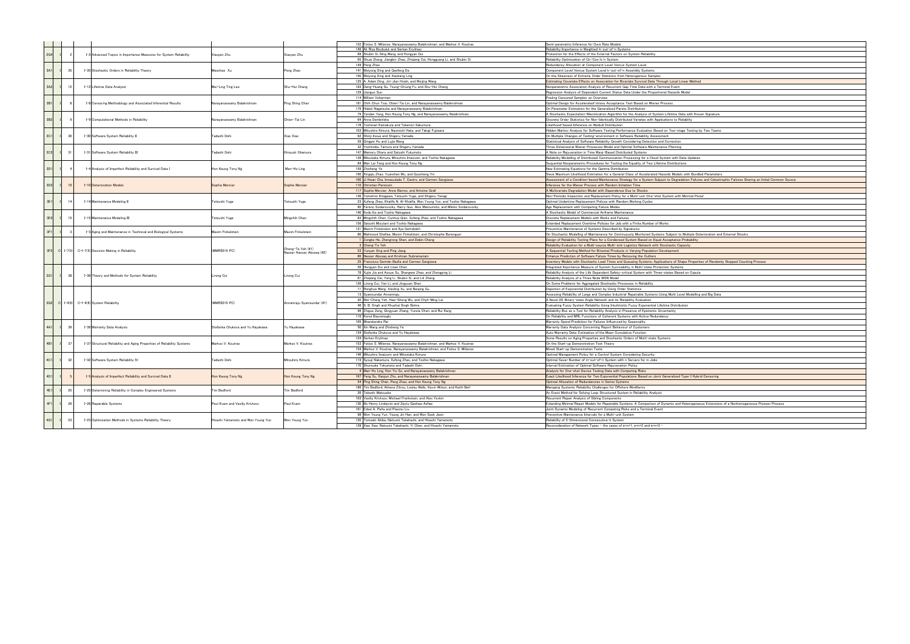| | | | | | | | | |
|---|---|---|---|---|---|---|---|---|
| | | | | | | 152 | Fotios S. Milienos, Narayanaswamy Balakrishnan, and Markos V. Koutras | Semi-parametric Inference for Cure Rate Models |
| 2G4 | I | 2 | I-2 Advanced Topics in Importance Measures for System Reliability | Xiaoyan Zhu | Xiaoyan Zhu | 149 | Ali Riza Bozbulut and Serkan Eryilmaz | Reliability Importance in Weighted-k-out-of-n Systems |
| | | | | | | 68 | Shubin Si, Ning Wang, and Hongyan Dui | Protection for the Effects of the External Factors on System Reliability |
| | | | | | | 65 | Shuai Zhang, Jiangbin Zhao, Zhiqiang Cai, Hongguang Li, and Shubin Si | Reliability Optimization of Cir/Con/k/n System |
| 3A1 | I | 35 | I-35 Stochastic Orders in Reliability Theory | Maochao Xu | Peng Zhao | 144 | Peng Zhao | Redundancy Allocation at Component Level Versus System Level |
| | | | | | | 141 | Weiyong Ding and Gaofeng Da | Component Level Versus System Level k-out-of-n Assembly Systems |
| | | | | | | 150 | Weiyong Ding and Xiaoliang Ling | On the Skewness of Extreme Order Statistics from Heterogeneous Samples |
| 3A2 | I | 12 | I-12 Lifetime Data Analysis | Mei-Ling Ting Lee | Shu-Hui Chang | 125 | A. Adam Ding, Jin-Jian Hsieh, and Weijing Wang | Estimating Covariate Effects on Association for Bivariate Survival Data Through Local Linear Method |
| | | | | | | 183 | Dang-Huang Su, Tsung-Chiung Fu, and Shu-Hui Chang | Nonparametric Association Analysis of Recurrent Gap Time Data with a Terminal Event |
| | | | | | | 129 | Jianguo Sun | Regression Analysis of Dependent Current Status Data Under the Proportional Hazards Model |
| 3B1 | I | 8 | I-8 Censoring Methodology and Associated Inferential Results | Narayanaswamy Balakrishnan | Ping Shing Chan | 114 | William Volterman | Pooling Censored Samples: an Overview |
| | | | | | | 181 | Chih Chun Tsai, Chien-Tai Lin, and Narayanaswamy Balakrishnan | Optimal Design for Accelerated-stress Acceptance Test Based on Wiener Process |
| | | | | | | 179 | Hideki Nagatsuka and Narayanaswamy Balakrishnan | On Parameter Estimation for the Generalized Pareto Distribution |
| 3B2 | I | 9 | I-9 Computational Methods in Reliability | Narayanaswamy Balakrishnan | Chien-Tai Lin | 79 | Yandan Yang, Hon Keung Tony Ng, and Narayanaswamy Balakrishnan | A Stochastic Expectation-Maximization Algorithm for the Analysis of System Lifetime Data with Known Signature |
| | | | | | | 64 | Anna Dembińska | Discrete Order Statistics for Non-Identically Distributed Variates with Applications to Reliability |
| | | | | | | 178 | Toshinari Kamakura and Takenori Sakumura | Likelihood-based Inference on Weibull Distribution |
| 3C1 | I | 30 | I-30 Software System Reliability II | Tadashi Dohi | Xiao Xiao | 103 | Mitsuhiro Kimura, Naomichi Hata, and Takaji Fujiwara | Hidden Markov Analysis for Software Testing Performance Evaluation Based on Two-stage Testing by Two Teams |
| | | | | | | 62 | Shinji Inoue and Shigeru Yamada | On Multiple Changes of Testing-environment in Software Reliability Assessment |
| | | | | | | 59 | Qingpei Hu and Lujia Wang | Statistical Analysis of Software Reliability Growth Considering Detection and Correction |
| 3C2 | I | 31 | I-31 Software System Reliability III | Tadashi Dohi | Hiroyuki Okamura | 32 | Yoshinobu Tamura and Shigeru Yamada | Three Dimensional Wiener Processes Model and Optimal Software Maintenance Planning |
| | | | | | | 72 | Mamoru Ohara and Satoshi Fukumoto | A Note on Rejuvenation in Time Warp-Based Distributed Systems |
| | | | | | | 139 | Mitsutaka Kimura, Mitsuhiro Imaizumi, and Toshio Nakagawa | Reliability Modelling of Distributed Communication Processing for a Cloud System with Data Updates |
| 3D1 | I | 4 | I-4 Analysis of Imperfect Reliability and Survival Data I | Hon Keung Tony Ng | Man-Ho Ling | 84 | Man Lai Tang and Hon Keung Tony Ng | Sequential Nonparametric Procedures for Testing the Equality of Two Lifetime Distributions |
| | | | | | | 155 | Zhisheng Ye | New Estimating Equations for the Gamma Distribution |
| | | | | | | 160 | Xingqiu Zhao, Yuanshan Wu, and Guosheng Yin | Sieve Maximum Likelihood Estimation for a General Class of Accelerated Hazards Models with Bundled Parameters |
| 3D2 | I | 10 | I-10 Deterioration Models | Sophie Mercier | Sophie Mercier | 100 | Ji Hwan Cha, Inmaculada T. Castro, and Carmen Sangüesa | Assessment of a Condition-based Maintenance Strategy for a System Subject to Degradation Failures and Catastrophic Failures Sharing an Initial Common Source |
| | | | | | | 110 | Christian Paroissin | Inference for the Wiener Process with Random Initiation Time |
| | | | | | | 117 | Sophie Mercier, Anne Barros, and Antoine Grall | A Multivariate Degradation Model with Dependence Due to Shocks |
| 3E1 | I | 14 | I-14 Maintenance Modeling II | Tetsushi Yuge | Tetsushi Yuge | 136 | Tomohiro Kitagawa, Tetsushi Yuge, and Shigeru Yanagi | Non-Periodic Inspection and Replacement Policy for a Multi-unit One-shot System with Minimal Repair |
| | | | | | | 23 | Xufeng Zhao, Khalifa N. Al-Khalifa, Won Young Yun, and Toshio Nakagawa | Optimal Undertime Replacement Polices with Random Working Cycles |
| | | | | | | 60 | Ferenc Szidarovszky, Harry Guo, Akio Matsumoto, and Miklós Szidarovszky | Age Replacement with Competing Failure Modes |
| 3E2 | I | 15 | I-15 Maintenance Modeling III | Tetsushi Yuge | Mingchih Chen | 140 | Kodo Ito and Toshio Nakagawa | A Stochastic Model of Commercial Airframe Maintenance |
| | | | | | | 83 | Mingchih Chen, Cunhua Qian, Xufeng Zhao, and Toshio Nakagawa | Discrete Replacement Models with Works and Failures |
| | | | | | | 156 | Satoshi Mizutani and Toshio Nakagawa | Extended Replacement Overtime Policies for Job with a Finite Number of Works |
| 3F1 | I | 3 | I-3 Aging and Maintenance in Technical and Biological Systems | Maxim Finkelstein | Maxim Finkelstein | 121 | Maxim Finkelstein and Ilya Gertsbakh | Preventive Maintenance of Systems Described by Signatures |
| | | | | | | 80 | Mahmood Shafiee, Maxim Finkelstein, and Christophe Berenguer | On Stochastic Modelling of Maintenance for Continuously Monitored Systems Subject to Multiple Deterioration and External Shocks |
| 3F2 | C | I-7(5) | C-I-7(5) Decision Making in Reliability | (MMR2015 PC) | Cheng-Ta Yeh (#1) Nasser Hassan Abosaq (#2) | 1 | Zongke He, Zhengrong Shen, and Debin Cheng | Design of Reliability Testing Plans for a Condensed System Based on Equal Acceptance Probability |
| | | | | | | 3 | Cheng-Ta Yeh | Reliability Evaluation for a Multi-source Multi-sink Logistics Network with Stochastic Capacity |
| | | | | | | 53 | Yunyan Xing and Ping Jiang | A Sequential Testing Method for Binomial Products in Varying Population Development |
| | | | | | | 86 | Nasser Abosaq and Krishnan Subramaniam | Enhance Prediction of Software Failure Times by Removing the Outliers |
| | | | | | | 25 | Francisco Germán Badía and Carmen Sangüesa | Inventory Models with Stochastic Lead Times and Queueing Systems: Applications of Shape Properties of Randomly Stopped Counting Process |
| 3G1 | I | 38 | I-38 Theory and Methods for System Reliability | Lirong Cui | Lirong Cui | 56 | Hongyan Dui and Liwei Chen | Integrated Importance Measure of System Survivability in Multi-state Protection Systems |
| | | | | | | 78 | Fujie Jia and Aoxue Su, Shangwei Zhao, and Zhongping Li | Reliability Analysis of the Life Dependent Safety-critical System with Three-states Based on Copula |
| | | | | | | 61 | Zhiqiang Cai, Yang Li, Shubin Si, and Lili Zhang | Reliability Analysis of a Three Node WSN Model |
| | | | | | | 126 | Lirong Cui, Yan Li, and Jingyuan Shen | On Some Problems for Aggregated Stochastic Processes in Reliability |
| 3G2 | C | I-4(6) | C-I-4(6) System Reliability | (MMR2015 PC) | Annamraju Syamsundar (#1) | 11 | Ronghua Wang, Xiaoling Xu, and Beiqing Gu | Depiction of Exponential Distribution by Using Order Statistics |
| | | | | | | 13 | Syamsundar Annamraju | Assessing Reliability of Large and Complex Industrial Repairable Systems Using Multi Level Modelling and Big Data |
| | | | | | | 42 | Wei-Chang Yeh, Hser-Sheng Wu, and Chyh-Ming Lai | A Novel 2D Binary-state Angle Network and its Reliability Evaluation |
| | | | | | | 46 | S. B. Singh and Khushal Singh Bohra | Evaluating Fuzzy System Reliability Using Intuitionistic Fuzzy Exponential Lifetime Distribution |
| | | | | | | 96 | Zhiguo Zeng, Qingyuan Zhang, Yunxia Chen, and Rui Kang | Reliability Box as a Tool for Reliability Analysis in Presence of Epistemic Uncertainty |
| | | | | | | 116 | Konul Bayramoglu | On Reliability and MRL Functions of Coherent Systems with Active Redundancy |
| 4A1 | I | 39 | I-39 Warranty Data Analysis | Stefanka Chukova and Yu Hayakawa | Yu Hayakawa | 165 | Sharatendra Rai | Warranty Spend Prediction for Failures Influenced by Seasonality |
| | | | | | | 50 | Xin Wang and Zhisheng Ye | Warranty Data Analysis Concerning Report Behaviour of Customers |
| | | | | | | 134 | Stefanka Chukova and Yu Hayakawa | Auto Warranty Data: Estimation of the Mean Cumulative Function |
| 4B1 | I | 37 | I-37 Structural Reliability and Aging Properties of Reliability Systems | Markos V. Koutras | Markos V. Koutras | 124 | Serkan Eryilmaz | Some Results on Aging Properties and Stochastic Orders of Multi-state Systems |
| | | | | | | 153 | Fotios S. Milienos, Narayanaswamy Balakrishnan, and Markos V. Koutras | On the Start-up Demonstration Test Theory |
| | | | | | | 154 | Markos V. Koutras, Narayanaswamy Balakrishnan, and Fotios S. Milienos | Mixed Start-up Demonstration Tests |
| 4C1 | I | 32 | I-32 Software System Reliability IV | Tadashi Dohi | Mitsuhiro Kimura | 146 | Mitsuhiro Imaizumi and Mitsutaka Kimura | Optimal Management Policy for a Control System Considering Security |
| | | | | | | 119 | Syouji Nakamura, Xufeng Zhao, and Toshio Nakagawa | Optimal Sever Number of m-out-of-n System with n Servers for m Jobs |
| | | | | | | 170 | Shunsuke Tokumoto and Tadashi Dohi | Interval Estimation of Optimal Software Rejuvenation Policy |
| 4D1 | I | 5 | I-5 Analysis of Imperfect Reliability and Survival Data II | Hon Keung Tony Ng | Hon Keung Tony Ng | 4 | Man-Ho Ling, Hon Yiu So, and Narayanaswamy Balakrishnan | Analysis for One-shot Device Testing Data with Competing Risks |
| | | | | | | 167 | Fang Su, Xiaojun Zhu, and Narayanaswamy Balakrishnan | Exact Likelihood Inference for Two Exponential Populations Based on Joint Generalized Type-I Hybrid Censoring |
| | | | | | | 54 | Ping Shing Chan, Peng Zhao, and Hon Keung Tony Ng | Optimal Allocation of Redundancies in Series Systems |
| 4E1 | I | 25 | I-25 Determining Reliability in Complex Engineered Systems | Tim Bedford | Tim Bedford | 186 | Tim Bedford, Athena Zitrou, Lesley Walls, Kevin Wilson, and Keith Bell | Managing Systemic Reliability Challenges for Offshore Windfarms |
| | | | | | | 26 | Takeshi Matsuoka | An Exact Method for Solving Loop Structured System in Reliability Analysis |
| 4F1 | I | 26 | I-26 Repairable Systems | Paul Kvam and Vasiliy Krivtsov | Paul Kvam | 163 | Vasiliy Krivtsov, Michael Frankstein, and Alex Yevkin | Recurrent Repair Analysis of Sibling Components |
| | | | | | | 130 | Bo Henry Lindqvist and Zeytu Gashaw Asfaw | Extending Minimal Repair Models for Repairable Systems: A Comparison of Dynamic and Heterogeneous Extensions of a Nonhomogeneous Poisson Process |
| | | | | | | 161 | Edsel A. Peña and Piaomu Liu | Joint Dynamic Modeling of Recurrent Competing Risks and a Terminal Event |
| 4G1 | I | 23 | I-23 Optimization Methods in Systems Reliability Theory | Hisashi Yamamoto and Won Young Yun | Won Young Yun | 98 | Won Young Yun, Young Jin Han, and Won Seok Jeon | Preventive Maintenance Intervals for a Multi-unit System |
| | | | | | | 120 | Tomoaki Akiba, Natsumi Takahashi, and Hisashi Yamamoto | Reliability of 3-Dimensional Consecutive-k System |
| | | | | | | 128 | Xiao Xiao, Natsumi Takahashi, Yi Chen, and Hisashi Yamamoto | Reconsideration of Network Types – the cases of n=m+1, n=m+2 and n=m+3 – |